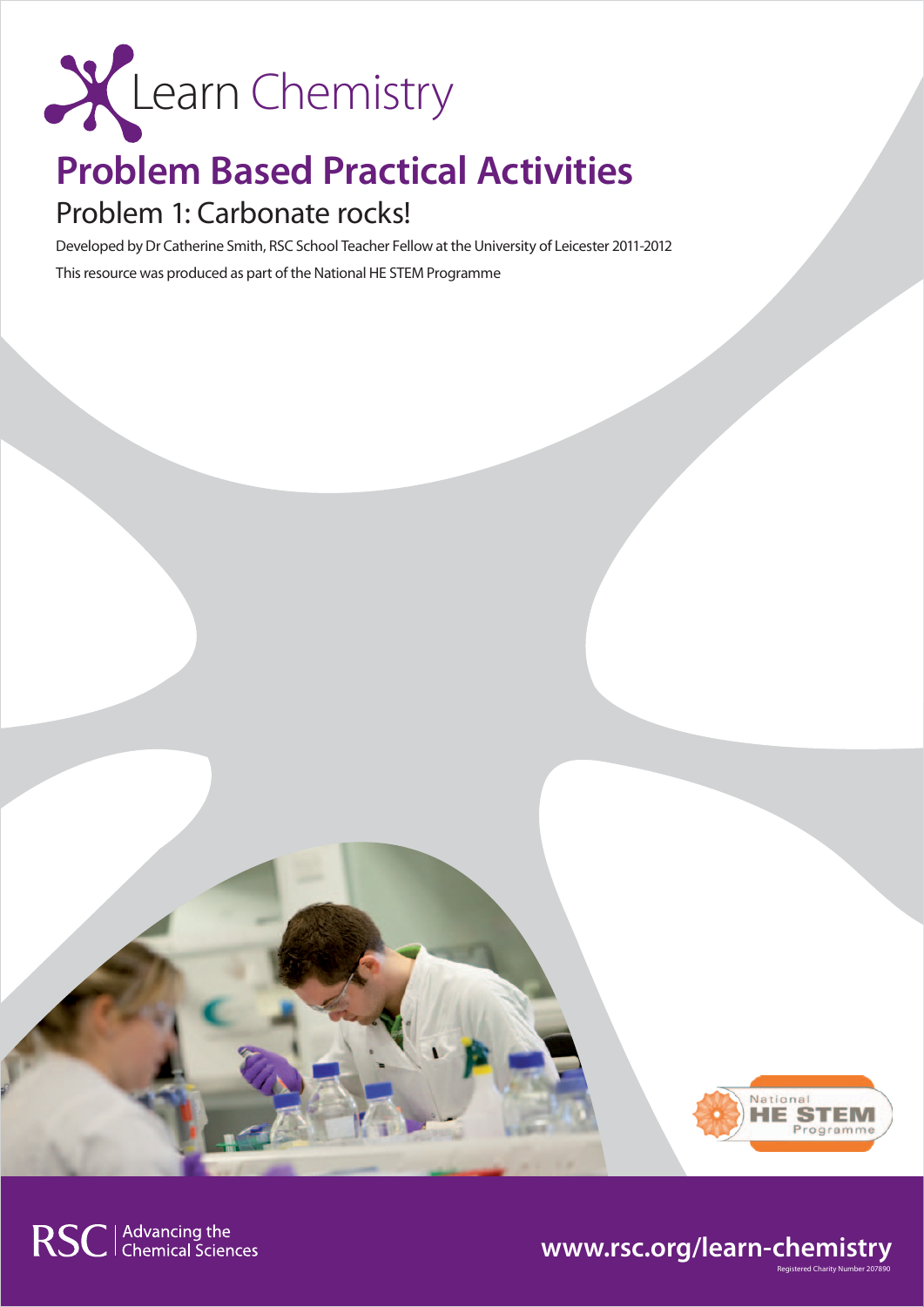Learn Chemistry

# Problem Based Practical Activities

## Problem 1: Carbonate rocks!

Developed by Dr Catherine Smith, RSC School Teacher Fellow at the University of Leicester 2011-2012

This resource was produced as part of the National HE STEM Programme

National HE STEM Programme

RSC | Advancing the Chemical Sciences

www.rsc.org/learn-chemistry

Registered Charity Number 207890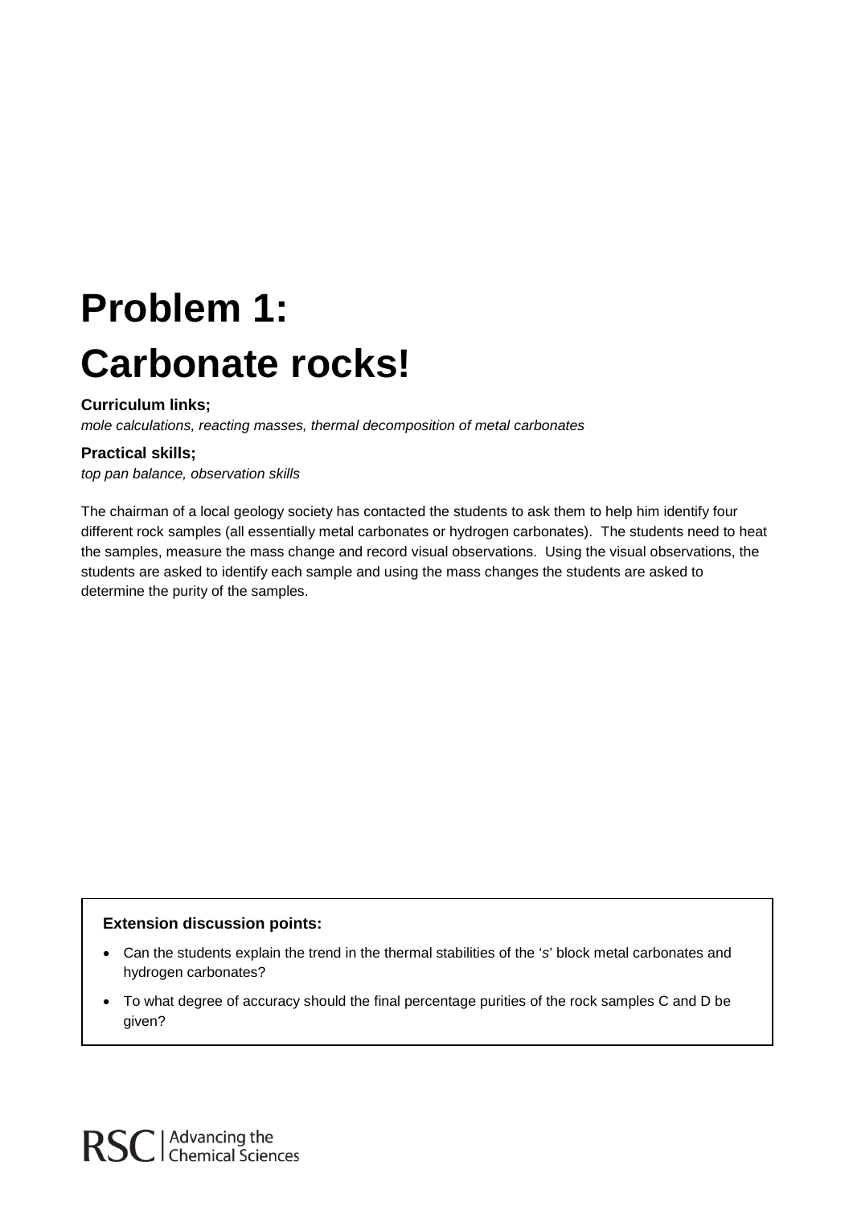# Problem 1:
# Carbonate rocks!

**Curriculum links;**

*mole calculations, reacting masses, thermal decomposition of metal carbonates*

**Practical skills;**

*top pan balance, observation skills*

The chairman of a local geology society has contacted the students to ask them to help him identify four different rock samples (all essentially metal carbonates or hydrogen carbonates). The students need to heat the samples, measure the mass change and record visual observations. Using the visual observations, the students are asked to identify each sample and using the mass changes the students are asked to determine the purity of the samples.

**Extension discussion points:**

- Can the students explain the trend in the thermal stabilities of the 's' block metal carbonates and hydrogen carbonates?
- To what degree of accuracy should the final percentage purities of the rock samples C and D be given?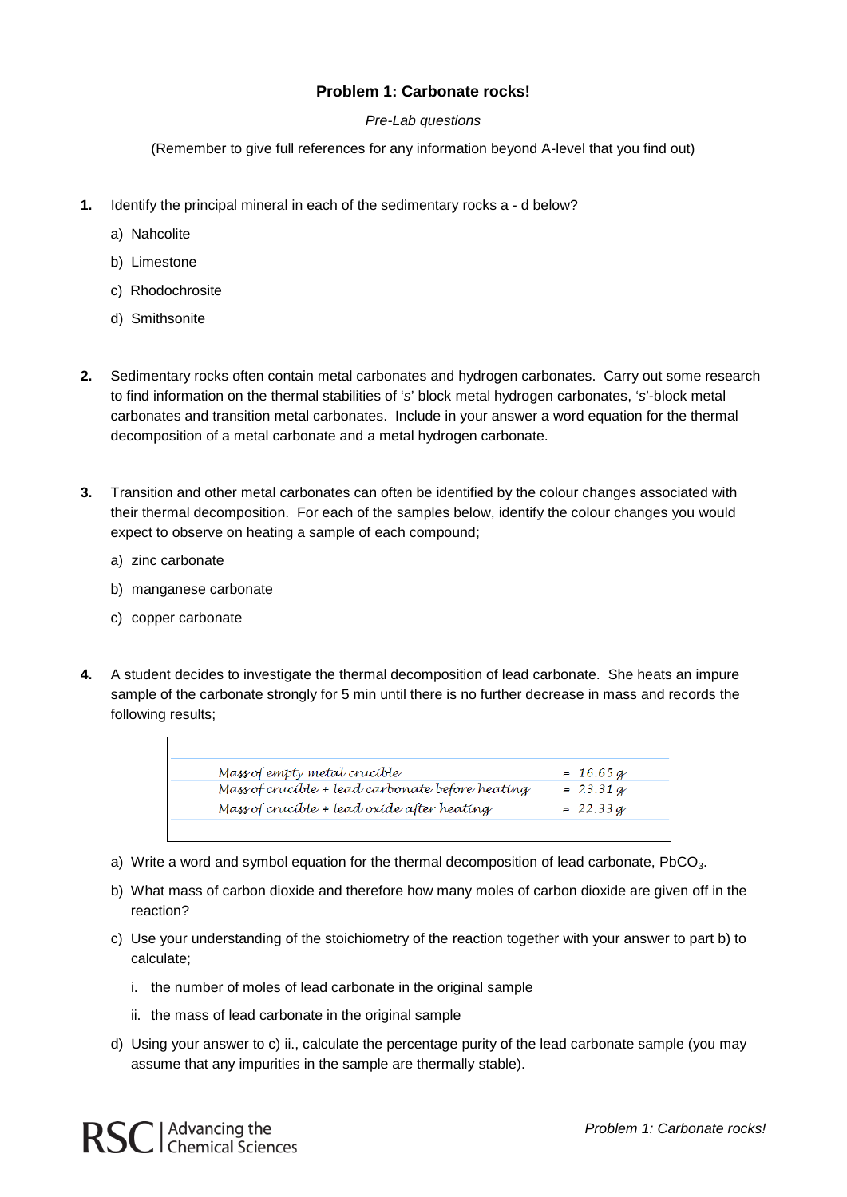**Problem 1: Carbonate rocks!**

*Pre-Lab questions*

(Remember to give full references for any information beyond A-level that you find out)

**1.** Identify the principal mineral in each of the sedimentary rocks a - d below?

a) Nahcolite

b) Limestone

c) Rhodochrosite

d) Smithsonite

**2.** Sedimentary rocks often contain metal carbonates and hydrogen carbonates. Carry out some research to find information on the thermal stabilities of 's' block metal hydrogen carbonates, 's'-block metal carbonates and transition metal carbonates. Include in your answer a word equation for the thermal decomposition of a metal carbonate and a metal hydrogen carbonate.

**3.** Transition and other metal carbonates can often be identified by the colour changes associated with their thermal decomposition. For each of the samples below, identify the colour changes you would expect to observe on heating a sample of each compound;

a) zinc carbonate

b) manganese carbonate

c) copper carbonate

**4.** A student decides to investigate the thermal decomposition of lead carbonate. She heats an impure sample of the carbonate strongly for 5 min until there is no further decrease in mass and records the following results;

| | |
|---|---|
| Mass of empty metal crucible | = 16.65 g |
| Mass of crucible + lead carbonate before heating | = 23.31 g |
| Mass of crucible + lead oxide after heating | = 22.33 g |

a) Write a word and symbol equation for the thermal decomposition of lead carbonate, $PbCO_3$.

b) What mass of carbon dioxide and therefore how many moles of carbon dioxide are given off in the reaction?

c) Use your understanding of the stoichiometry of the reaction together with your answer to part b) to calculate;

i. the number of moles of lead carbonate in the original sample

ii. the mass of lead carbonate in the original sample

d) Using your answer to c) ii., calculate the percentage purity of the lead carbonate sample (you may assume that any impurities in the sample are thermally stable).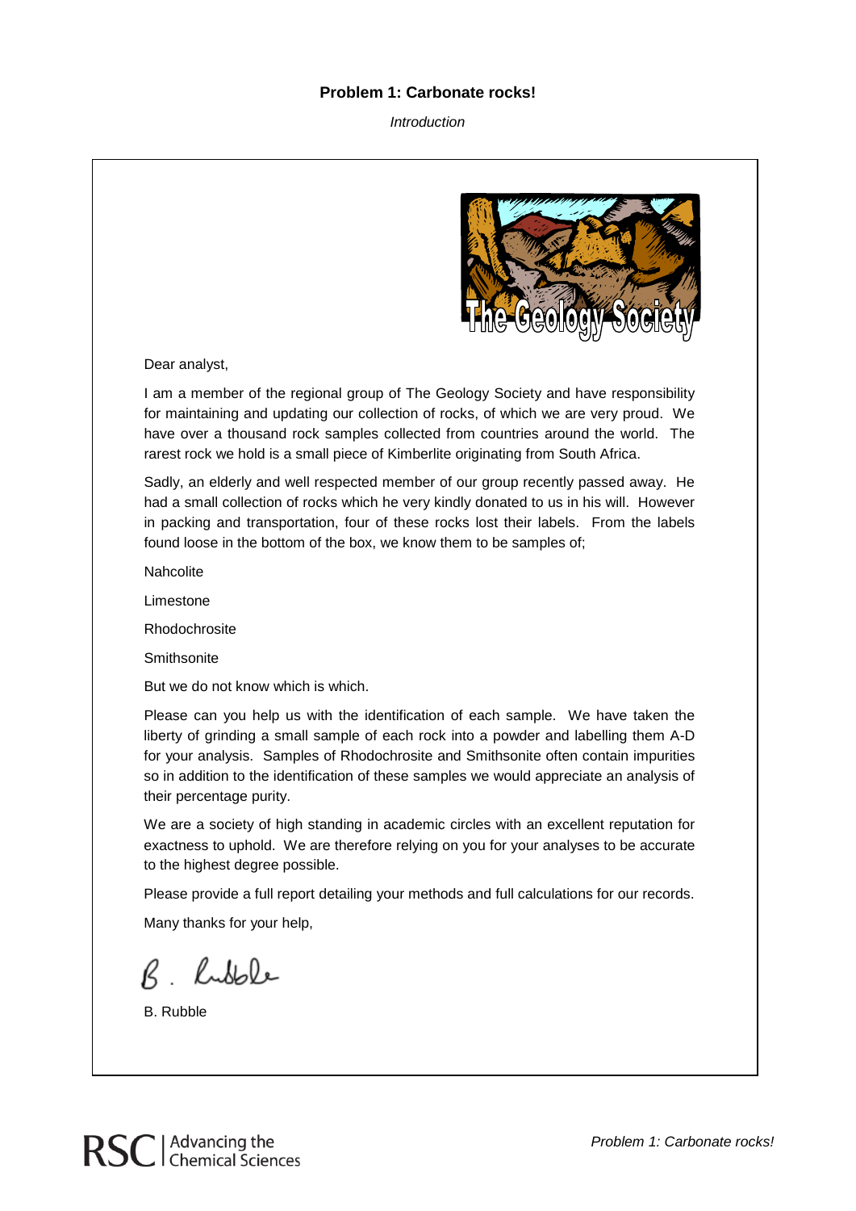# Problem 1: Carbonate rocks!

*Introduction*

Dear analyst,

I am a member of the regional group of The Geology Society and have responsibility for maintaining and updating our collection of rocks, of which we are very proud. We have over a thousand rock samples collected from countries around the world. The rarest rock we hold is a small piece of Kimberlite originating from South Africa.

Sadly, an elderly and well respected member of our group recently passed away. He had a small collection of rocks which he very kindly donated to us in his will. However in packing and transportation, four of these rocks lost their labels. From the labels found loose in the bottom of the box, we know them to be samples of;

Nahcolite

Limestone

Rhodochrosite

Smithsonite

But we do not know which is which.

Please can you help us with the identification of each sample. We have taken the liberty of grinding a small sample of each rock into a powder and labelling them A-D for your analysis. Samples of Rhodochrosite and Smithsonite often contain impurities so in addition to the identification of these samples we would appreciate an analysis of their percentage purity.

We are a society of high standing in academic circles with an excellent reputation for exactness to uphold. We are therefore relying on you for your analyses to be accurate to the highest degree possible.

Please provide a full report detailing your methods and full calculations for our records.

Many thanks for your help,

B. Rubble

B. Rubble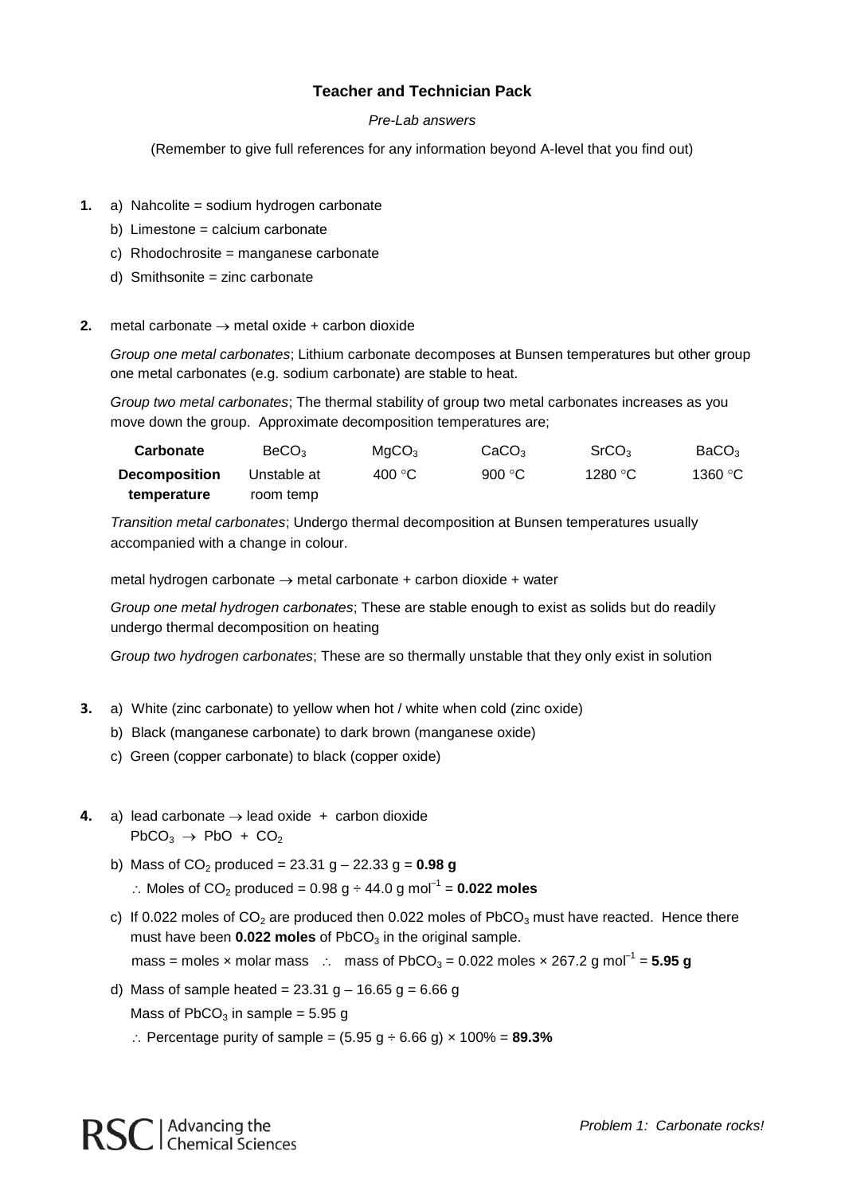## Teacher and Technician Pack

*Pre-Lab answers*

(Remember to give full references for any information beyond A-level that you find out)

**1.** a) Nahcolite = sodium hydrogen carbonate

b) Limestone = calcium carbonate

c) Rhodochrosite = manganese carbonate

d) Smithsonite = zinc carbonate

**2.** metal carbonate $\rightarrow$ metal oxide + carbon dioxide

*Group one metal carbonates*; Lithium carbonate decomposes at Bunsen temperatures but other group one metal carbonates (e.g. sodium carbonate) are stable to heat.

*Group two metal carbonates*; The thermal stability of group two metal carbonates increases as you move down the group. Approximate decomposition temperatures are;

| **Carbonate** | $BeCO_3$ | $MgCO_3$ | $CaCO_3$ | $SrCO_3$ | $BaCO_3$ |
|---|---|---|---|---|---|
| **Decomposition temperature** | Unstable at room temp | 400 °C | 900 °C | 1280 °C | 1360 °C |

*Transition metal carbonates*; Undergo thermal decomposition at Bunsen temperatures usually accompanied with a change in colour.

metal hydrogen carbonate $\rightarrow$ metal carbonate + carbon dioxide + water

*Group one metal hydrogen carbonates*; These are stable enough to exist as solids but do readily undergo thermal decomposition on heating

*Group two hydrogen carbonates*; These are so thermally unstable that they only exist in solution

**3.** a) White (zinc carbonate) to yellow when hot / white when cold (zinc oxide)

b) Black (manganese carbonate) to dark brown (manganese oxide)

c) Green (copper carbonate) to black (copper oxide)

**4.** a) lead carbonate $\rightarrow$ lead oxide + carbon dioxide

$PbCO_3 \rightarrow PbO + CO_2$

b) Mass of $CO_2$ produced = 23.31 g – 22.33 g = **0.98 g**

$\therefore$ Moles of $CO_2$ produced = 0.98 g ÷ 44.0 g mol$^{-1}$ = **0.022 moles**

c) If 0.022 moles of $CO_2$ are produced then 0.022 moles of $PbCO_3$ must have reacted. Hence there must have been **0.022 moles** of $PbCO_3$ in the original sample.

mass = moles × molar mass $\therefore$ mass of $PbCO_3$ = 0.022 moles × 267.2 g mol$^{-1}$ = **5.95 g**

d) Mass of sample heated = 23.31 g – 16.65 g = 6.66 g

Mass of $PbCO_3$ in sample = 5.95 g

$\therefore$ Percentage purity of sample = (5.95 g ÷ 6.66 g) × 100% = **89.3%**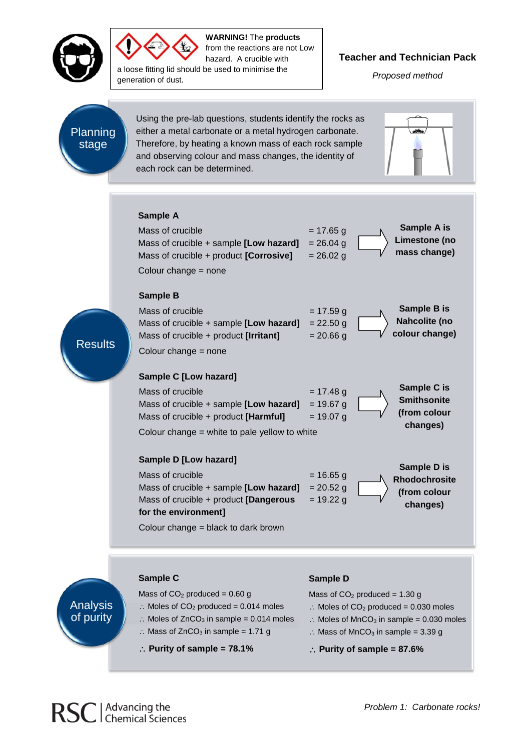**WARNING!** The **products** from the reactions are not Low hazard. A crucible with a loose fitting lid should be used to minimise the generation of dust.

## Teacher and Technician Pack

*Proposed method*

### Planning stage

Using the pre-lab questions, students identify the rocks as either a metal carbonate or a metal hydrogen carbonate. Therefore, by heating a known mass of each rock sample and observing colour and mass changes, the identity of each rock sample can be determined.

### Results

**Sample A**

Mass of crucible = 17.65 g
Mass of crucible + sample **[Low hazard]** = 26.04 g
Mass of crucible + product **[Corrosive]** = 26.02 g
Colour change = none

→ **Sample A is Limestone (no mass change)**

**Sample B**

Mass of crucible = 17.59 g
Mass of crucible + sample **[Low hazard]** = 22.50 g
Mass of crucible + product **[Irritant]** = 20.66 g
Colour change = none

→ **Sample B is Nahcolite (no colour change)**

**Sample C [Low hazard]**

Mass of crucible = 17.48 g
Mass of crucible + sample **[Low hazard]** = 19.67 g
Mass of crucible + product **[Harmful]** = 19.07 g
Colour change = white to pale yellow to white

→ **Sample C is Smithsonite (from colour changes)**

**Sample D [Low hazard]**

Mass of crucible = 16.65 g
Mass of crucible + sample **[Low hazard]** = 20.52 g
Mass of crucible + product **[Dangerous for the environment]** = 19.22 g
Colour change = black to dark brown

→ **Sample D is Rhodochrosite (from colour changes)**

### Analysis of purity

**Sample C**

Mass of $CO_2$ produced = 0.60 g
∴ Moles of $CO_2$ produced = 0.014 moles
∴ Moles of $ZnCO_3$ in sample = 0.014 moles
∴ Mass of $ZnCO_3$ in sample = 1.71 g

**∴ Purity of sample = 78.1%**

**Sample D**

Mass of $CO_2$ produced = 1.30 g
∴ Moles of $CO_2$ produced = 0.030 moles
∴ Moles of $MnCO_3$ in sample = 0.030 moles
∴ Mass of $MnCO_3$ in sample = 3.39 g

**∴ Purity of sample = 87.6%**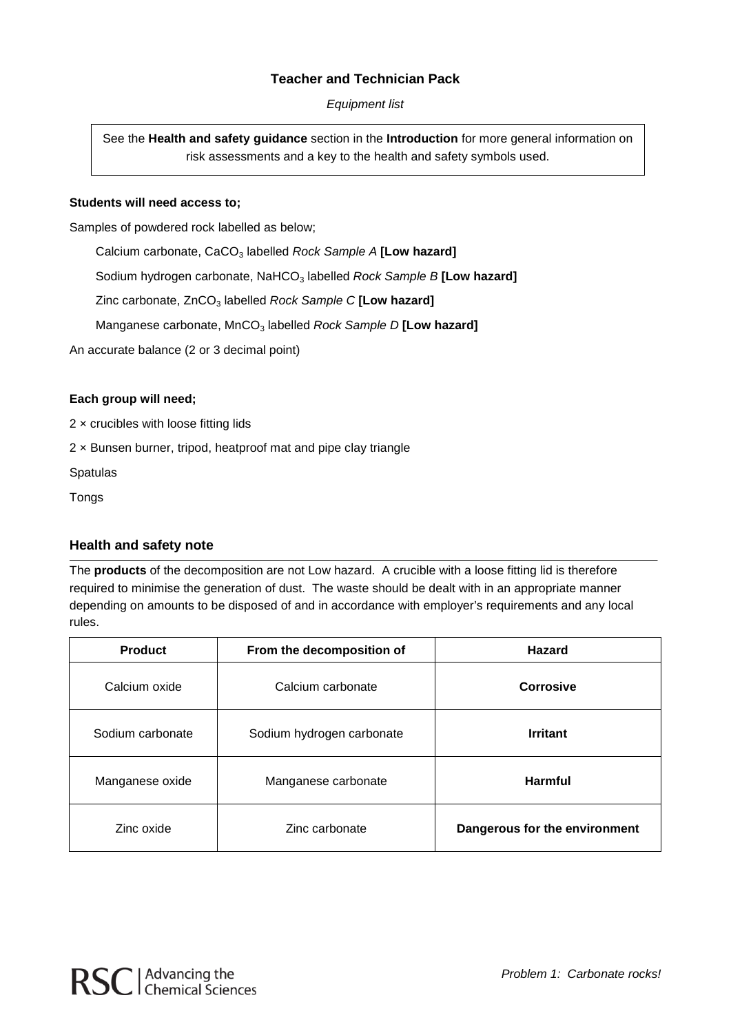# Teacher and Technician Pack

*Equipment list*

See the **Health and safety guidance** section in the **Introduction** for more general information on risk assessments and a key to the health and safety symbols used.

**Students will need access to;**

Samples of powdered rock labelled as below;

Calcium carbonate, $CaCO_3$ labelled *Rock Sample A* **[Low hazard]**

Sodium hydrogen carbonate, $NaHCO_3$ labelled *Rock Sample B* **[Low hazard]**

Zinc carbonate, $ZnCO_3$ labelled *Rock Sample C* **[Low hazard]**

Manganese carbonate, $MnCO_3$ labelled *Rock Sample D* **[Low hazard]**

An accurate balance (2 or 3 decimal point)

**Each group will need;**

2 × crucibles with loose fitting lids

2 × Bunsen burner, tripod, heatproof mat and pipe clay triangle

Spatulas

Tongs

## Health and safety note

The **products** of the decomposition are not Low hazard. A crucible with a loose fitting lid is therefore required to minimise the generation of dust. The waste should be dealt with in an appropriate manner depending on amounts to be disposed of and in accordance with employer's requirements and any local rules.

| Product | From the decomposition of | Hazard |
|---|---|---|
| Calcium oxide | Calcium carbonate | **Corrosive** |
| Sodium carbonate | Sodium hydrogen carbonate | **Irritant** |
| Manganese oxide | Manganese carbonate | **Harmful** |
| Zinc oxide | Zinc carbonate | **Dangerous for the environment** |